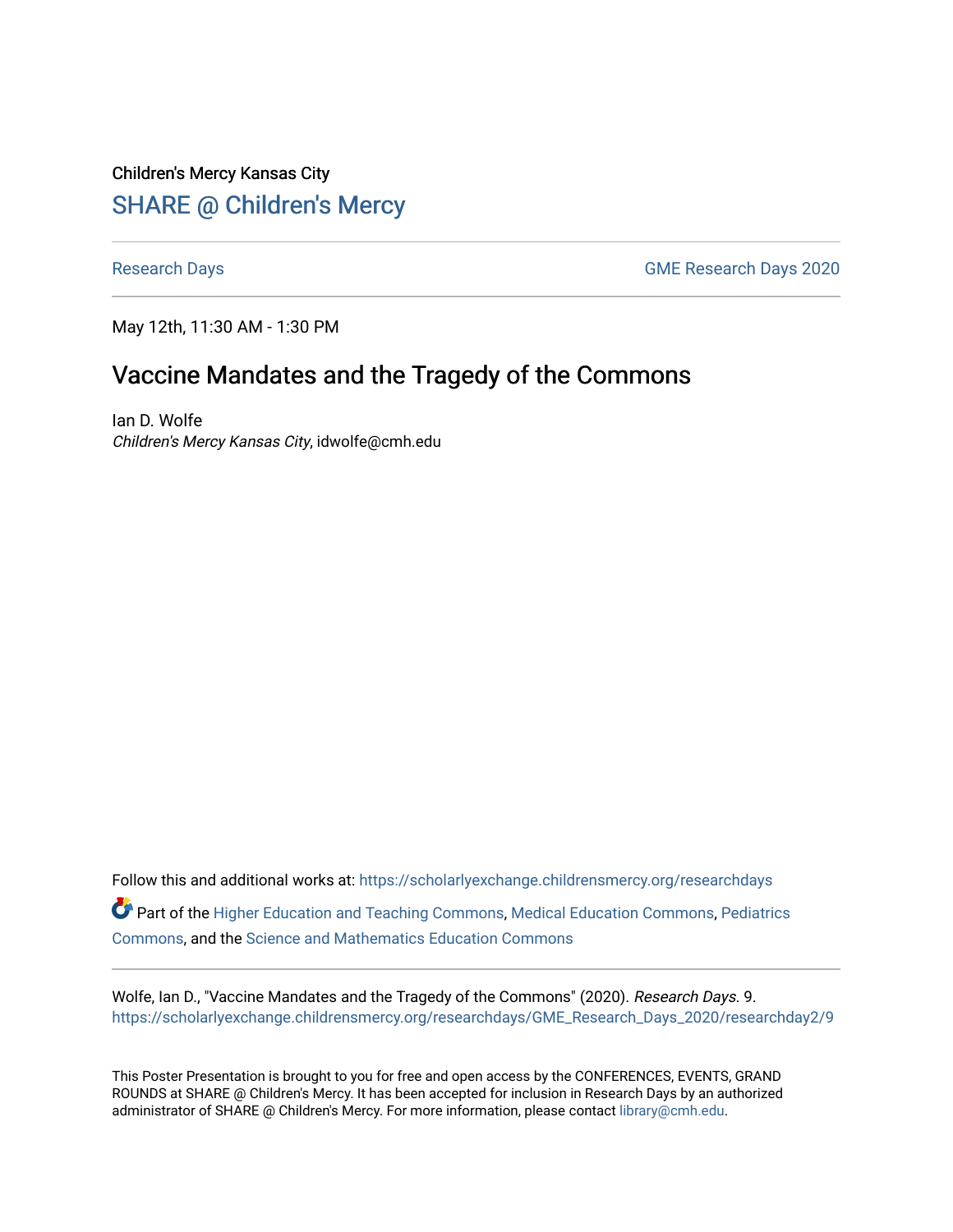Children's Mercy Kansas City

## SHARE @ Children's Mercy

Research Days GME Research Days 2020

May 12th, 11:30 AM - 1:30 PM

# Vaccine Mandates and the Tragedy of the Commons

Ian D. Wolfe
*Children's Mercy Kansas City*, idwolfe@cmh.edu

Follow this and additional works at: https://scholarlyexchange.childrensmercy.org/researchdays

Part of the Higher Education and Teaching Commons, Medical Education Commons, Pediatrics Commons, and the Science and Mathematics Education Commons

Wolfe, Ian D., "Vaccine Mandates and the Tragedy of the Commons" (2020). *Research Days.* 9.
https://scholarlyexchange.childrensmercy.org/researchdays/GME_Research_Days_2020/researchday2/9

This Poster Presentation is brought to you for free and open access by the CONFERENCES, EVENTS, GRAND ROUNDS at SHARE @ Children's Mercy. It has been accepted for inclusion in Research Days by an authorized administrator of SHARE @ Children's Mercy. For more information, please contact library@cmh.edu.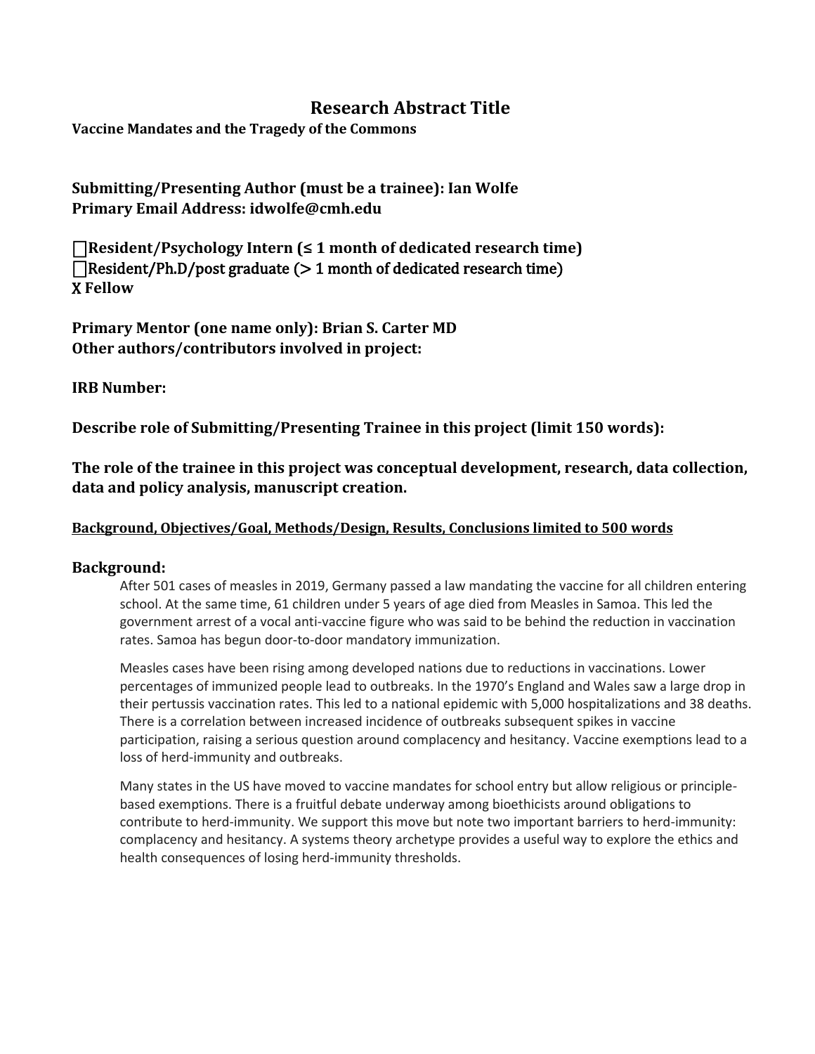# Research Abstract Title

**Vaccine Mandates and the Tragedy of the Commons**

**Submitting/Presenting Author (must be a trainee): Ian Wolfe**
**Primary Email Address: idwolfe@cmh.edu**

☐**Resident/Psychology Intern (≤ 1 month of dedicated research time)**
☐**Resident/Ph.D/post graduate (> 1 month of dedicated research time)**
**X Fellow**

**Primary Mentor (one name only): Brian S. Carter MD**
**Other authors/contributors involved in project:**

**IRB Number:**

**Describe role of Submitting/Presenting Trainee in this project (limit 150 words):**

**The role of the trainee in this project was conceptual development, research, data collection, data and policy analysis, manuscript creation.**

**Background, Objectives/Goal, Methods/Design, Results, Conclusions limited to 500 words**

## Background:

After 501 cases of measles in 2019, Germany passed a law mandating the vaccine for all children entering school. At the same time, 61 children under 5 years of age died from Measles in Samoa. This led the government arrest of a vocal anti-vaccine figure who was said to be behind the reduction in vaccination rates. Samoa has begun door-to-door mandatory immunization.

Measles cases have been rising among developed nations due to reductions in vaccinations. Lower percentages of immunized people lead to outbreaks. In the 1970's England and Wales saw a large drop in their pertussis vaccination rates. This led to a national epidemic with 5,000 hospitalizations and 38 deaths. There is a correlation between increased incidence of outbreaks subsequent spikes in vaccine participation, raising a serious question around complacency and hesitancy. Vaccine exemptions lead to a loss of herd-immunity and outbreaks.

Many states in the US have moved to vaccine mandates for school entry but allow religious or principle-based exemptions. There is a fruitful debate underway among bioethicists around obligations to contribute to herd-immunity. We support this move but note two important barriers to herd-immunity: complacency and hesitancy. A systems theory archetype provides a useful way to explore the ethics and health consequences of losing herd-immunity thresholds.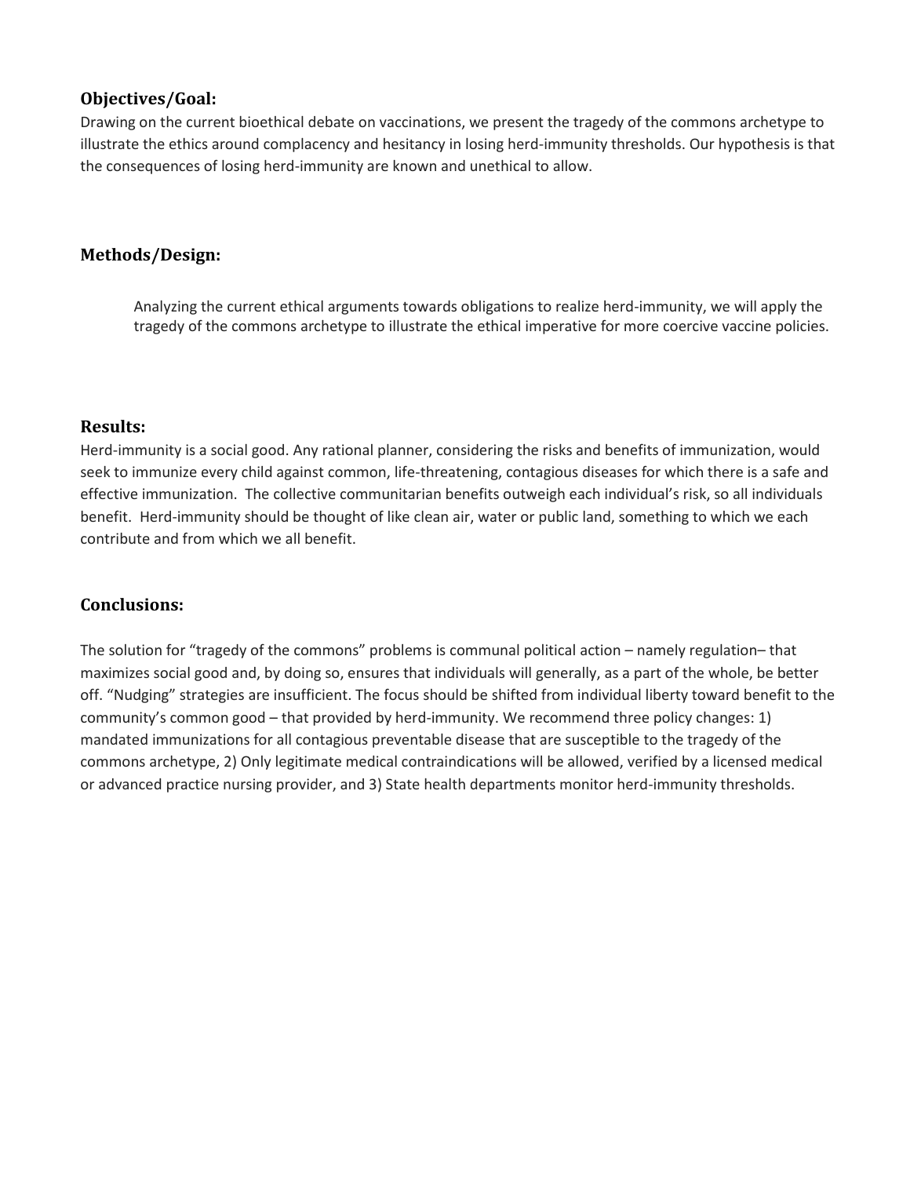## Objectives/Goal:

Drawing on the current bioethical debate on vaccinations, we present the tragedy of the commons archetype to illustrate the ethics around complacency and hesitancy in losing herd-immunity thresholds. Our hypothesis is that the consequences of losing herd-immunity are known and unethical to allow.

## Methods/Design:

Analyzing the current ethical arguments towards obligations to realize herd-immunity, we will apply the tragedy of the commons archetype to illustrate the ethical imperative for more coercive vaccine policies.

## Results:

Herd-immunity is a social good. Any rational planner, considering the risks and benefits of immunization, would seek to immunize every child against common, life-threatening, contagious diseases for which there is a safe and effective immunization. The collective communitarian benefits outweigh each individual's risk, so all individuals benefit. Herd-immunity should be thought of like clean air, water or public land, something to which we each contribute and from which we all benefit.

## Conclusions:

The solution for "tragedy of the commons" problems is communal political action – namely regulation– that maximizes social good and, by doing so, ensures that individuals will generally, as a part of the whole, be better off. "Nudging" strategies are insufficient. The focus should be shifted from individual liberty toward benefit to the community's common good – that provided by herd-immunity. We recommend three policy changes: 1) mandated immunizations for all contagious preventable disease that are susceptible to the tragedy of the commons archetype, 2) Only legitimate medical contraindications will be allowed, verified by a licensed medical or advanced practice nursing provider, and 3) State health departments monitor herd-immunity thresholds.